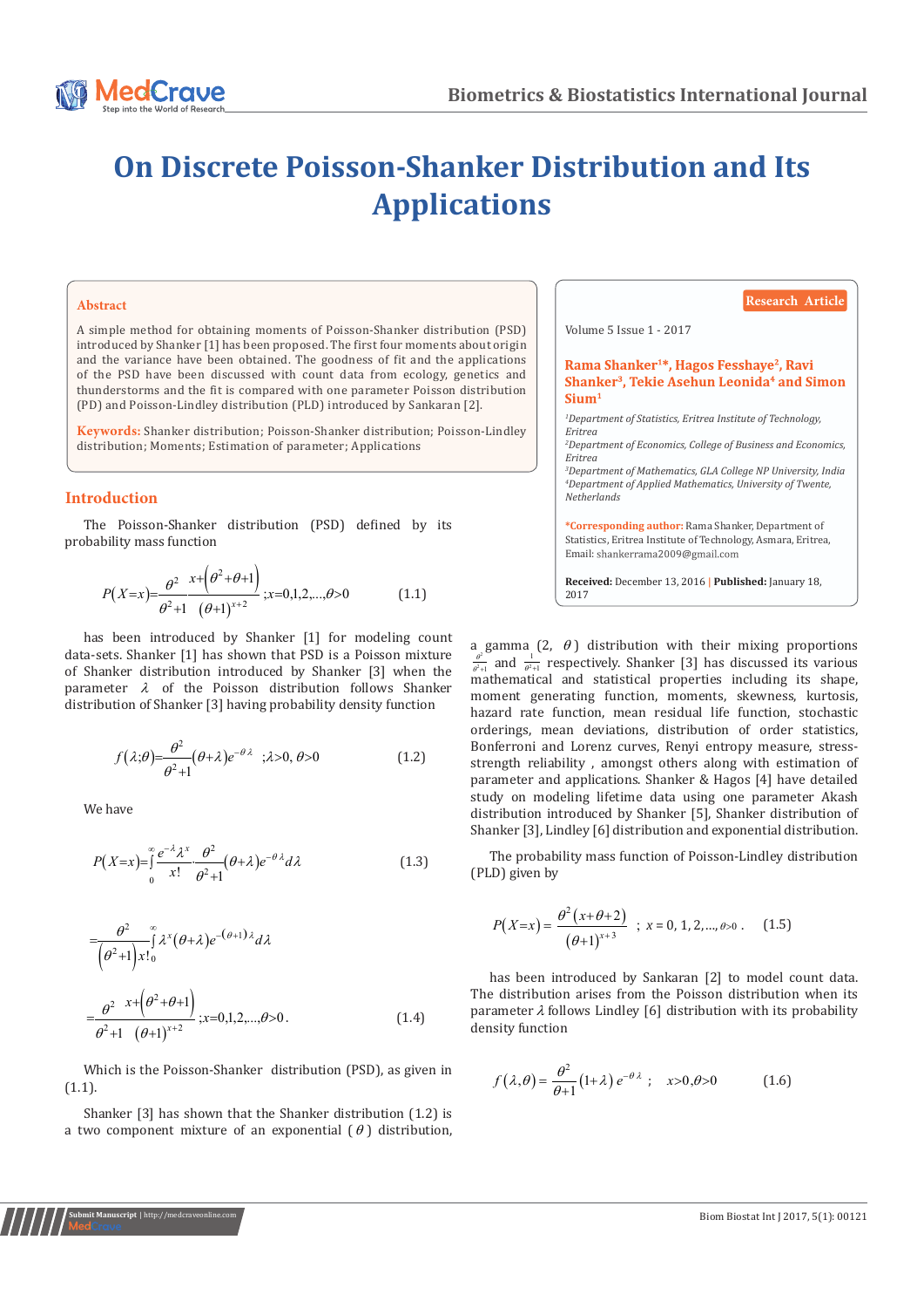# On Discrete Poisson-Shanker Distribution and Its Applications

Research Article

Volume 5 Issue 1 - 2017

**Rama Shanker[1]*, Hagos Fesshaye[2], Ravi Shanker[3], Tekie Asehun Leonida[4] and Simon Sium[1]**

[1]*Department of Statistics, Eritrea Institute of Technology, Eritrea*
[2]*Department of Economics, College of Business and Economics, Eritrea*
[3]*Department of Mathematics, GLA College NP University, India*
[4]*Department of Applied Mathematics, University of Twente, Netherlands*

***Corresponding author:** Rama Shanker, Department of Statistics, Eritrea Institute of Technology, Asmara, Eritrea, Email: shankerrama2009@gmail.com

**Received:** December 13, 2016 | **Published:** January 18, 2017

## Abstract

A simple method for obtaining moments of Poisson-Shanker distribution (PSD) introduced by Shanker [1] has been proposed. The first four moments about origin and the variance have been obtained. The goodness of fit and the applications of the PSD have been discussed with count data from ecology, genetics and thunderstorms and the fit is compared with one parameter Poisson distribution (PD) and Poisson-Lindley distribution (PLD) introduced by Sankaran [2].

**Keywords:** Shanker distribution; Poisson-Shanker distribution; Poisson-Lindley distribution; Moments; Estimation of parameter; Applications

## Introduction

The Poisson-Shanker distribution (PSD) defined by its probability mass function

$$P(X=x)=\frac{\theta^2}{\theta^2+1}\frac{x+\left(\theta^2+\theta+1\right)}{(\theta+1)^{x+2}};x=0,1,2,...,\theta>0 \qquad (1.1)$$

has been introduced by Shanker [1] for modeling count data-sets. Shanker [1] has shown that PSD is a Poisson mixture of Shanker distribution introduced by Shanker [3] when the parameter $\lambda$ of the Poisson distribution follows Shanker distribution of Shanker [3] having probability density function

$$f(\lambda;\theta)=\frac{\theta^2}{\theta^2+1}(\theta+\lambda)e^{-\theta\lambda} \quad ;\lambda>0,\ \theta>0 \qquad (1.2)$$

We have

$$P(X=x)=\int_0^\infty\frac{e^{-\lambda}\lambda^x}{x!}\cdot\frac{\theta^2}{\theta^2+1}(\theta+\lambda)e^{-\theta\lambda}d\lambda \qquad (1.3)$$

$$=\frac{\theta^2}{\left(\theta^2+1\right)x!}\int_0^\infty\lambda^x(\theta+\lambda)e^{-(\theta+1)\lambda}d\lambda$$

$$=\frac{\theta^2}{\theta^2+1}\frac{x+\left(\theta^2+\theta+1\right)}{(\theta+1)^{x+2}};x=0,1,2,...,\theta>0. \qquad (1.4)$$

Which is the Poisson-Shanker distribution (PSD), as given in (1.1).

Shanker [3] has shown that the Shanker distribution (1.2) is a two component mixture of an exponential ($\theta$) distribution, a gamma (2, $\theta$) distribution with their mixing proportions $\frac{\theta^2}{\theta^2+1}$ and $\frac{1}{\theta^2+1}$ respectively. Shanker [3] has discussed its various mathematical and statistical properties including its shape, moment generating function, moments, skewness, kurtosis, hazard rate function, mean residual life function, stochastic orderings, mean deviations, distribution of order statistics, Bonferroni and Lorenz curves, Renyi entropy measure, stress-strength reliability , amongst others along with estimation of parameter and applications. Shanker & Hagos [4] have detailed study on modeling lifetime data using one parameter Akash distribution introduced by Shanker [5], Shanker distribution of Shanker [3], Lindley [6] distribution and exponential distribution.

The probability mass function of Poisson-Lindley distribution (PLD) given by

$$P(X=x)=\frac{\theta^2(x+\theta+2)}{(\theta+1)^{x+3}} \quad ;\ x=0,1,2,...,\theta>0. \qquad (1.5)$$

has been introduced by Sankaran [2] to model count data. The distribution arises from the Poisson distribution when its parameter $\lambda$ follows Lindley [6] distribution with its probability density function

$$f(\lambda,\theta)=\frac{\theta^2}{\theta+1}(1+\lambda)\,e^{-\theta\lambda} \quad ; \quad x>0,\theta>0 \qquad (1.6)$$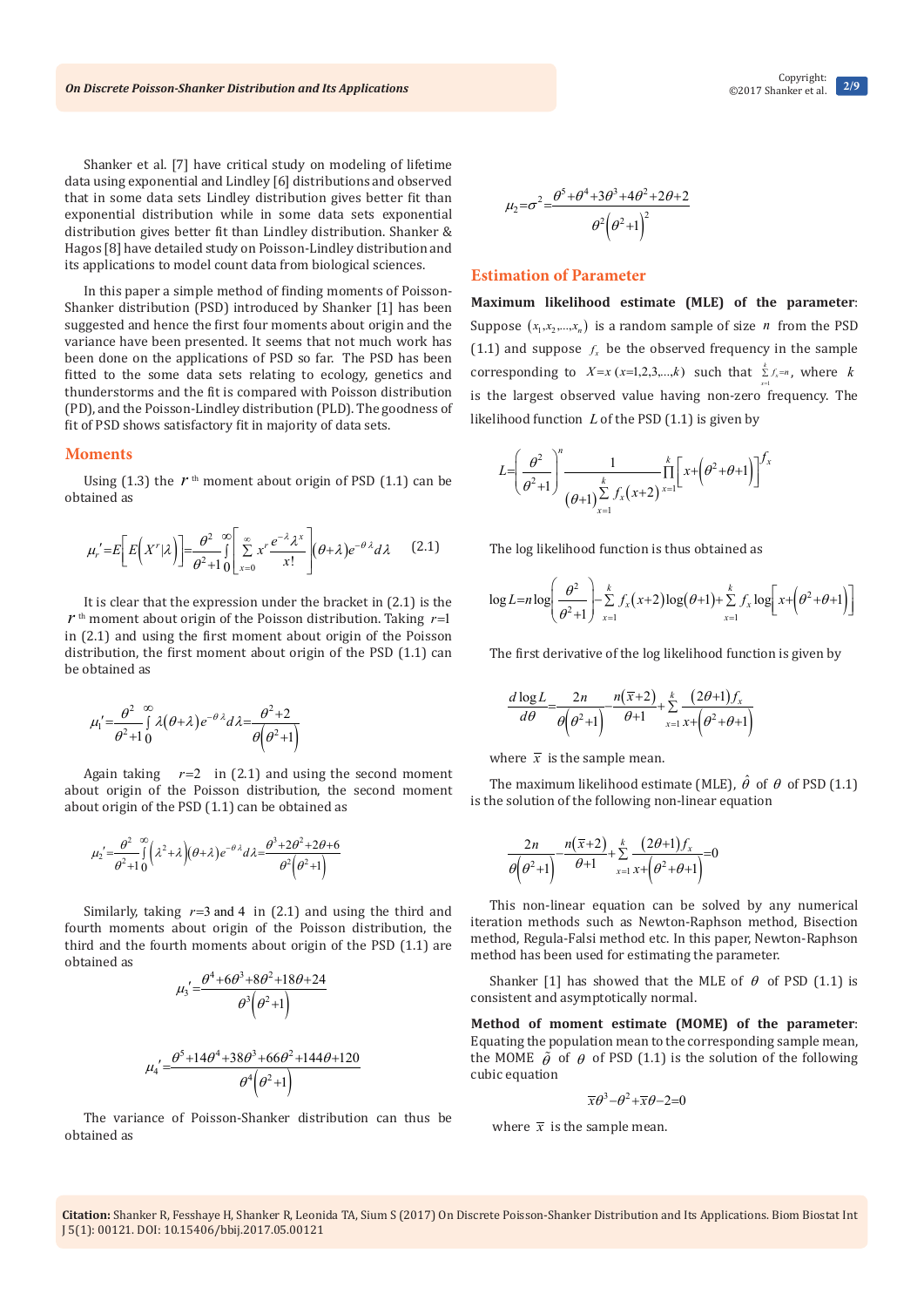Shanker et al. [7] have critical study on modeling of lifetime data using exponential and Lindley [6] distributions and observed that in some data sets Lindley distribution gives better fit than exponential distribution while in some data sets exponential distribution gives better fit than Lindley distribution. Shanker & Hagos [8] have detailed study on Poisson-Lindley distribution and its applications to model count data from biological sciences.

In this paper a simple method of finding moments of Poisson-Shanker distribution (PSD) introduced by Shanker [1] has been suggested and hence the first four moments about origin and the variance have been presented. It seems that not much work has been done on the applications of PSD so far. The PSD has been fitted to the some data sets relating to ecology, genetics and thunderstorms and the fit is compared with Poisson distribution (PD), and the Poisson-Lindley distribution (PLD). The goodness of fit of PSD shows satisfactory fit in majority of data sets.

## Moments

Using (1.3) the $r^{\text{th}}$ moment about origin of PSD (1.1) can be obtained as

$$\mu_r' = E\left[E\left(X^r|\lambda\right)\right] = \frac{\theta^2}{\theta^2+1}\int_0^\infty \left[\sum_{x=0}^{\infty} x^r \frac{e^{-\lambda}\lambda^x}{x!}\right](\theta+\lambda)e^{-\theta\lambda}d\lambda \qquad (2.1)$$

It is clear that the expression under the bracket in (2.1) is the $r^{\text{th}}$ moment about origin of the Poisson distribution. Taking $r=1$ in (2.1) and using the first moment about origin of the Poisson distribution, the first moment about origin of the PSD (1.1) can be obtained as

$$\mu_1' = \frac{\theta^2}{\theta^2+1}\int_0^\infty \lambda(\theta+\lambda)e^{-\theta\lambda}d\lambda = \frac{\theta^2+2}{\theta\left(\theta^2+1\right)}$$

Again taking $r=2$ in (2.1) and using the second moment about origin of the Poisson distribution, the second moment about origin of the PSD (1.1) can be obtained as

$$\mu_2' = \frac{\theta^2}{\theta^2+1}\int_0^\infty \left(\lambda^2+\lambda\right)(\theta+\lambda)e^{-\theta\lambda}d\lambda = \frac{\theta^3+2\theta^2+2\theta+6}{\theta^2\left(\theta^2+1\right)}$$

Similarly, taking $r=3$ and $4$ in (2.1) and using the third and fourth moments about origin of the Poisson distribution, the third and the fourth moments about origin of the PSD (1.1) are obtained as

$$\mu_3' = \frac{\theta^4+6\theta^3+8\theta^2+18\theta+24}{\theta^3\left(\theta^2+1\right)}$$

$$\mu_4' = \frac{\theta^5+14\theta^4+38\theta^3+66\theta^2+144\theta+120}{\theta^4\left(\theta^2+1\right)}$$

The variance of Poisson-Shanker distribution can thus be obtained as

$$\mu_2 = \sigma^2 = \frac{\theta^5+\theta^4+3\theta^3+4\theta^2+2\theta+2}{\theta^2\left(\theta^2+1\right)^2}$$

## Estimation of Parameter

**Maximum likelihood estimate (MLE) of the parameter**: Suppose $(x_1, x_2, \ldots, x_n)$ is a random sample of size $n$ from the PSD (1.1) and suppose $f_x$ be the observed frequency in the sample corresponding to $X = x$ $(x = 1, 2, 3, \ldots, k)$ such that $\sum_{x=1}^{k} f_x = n$, where $k$ is the largest observed value having non-zero frequency. The likelihood function $L$ of the PSD (1.1) is given by

$$L = \left(\frac{\theta^2}{\theta^2+1}\right)^n \frac{1}{(\theta+1)^{\sum_{x=1}^{k} f_x(x+2)}} \prod_{x=1}^{k}\left[x+\left(\theta^2+\theta+1\right)\right]^{f_x}$$

The log likelihood function is thus obtained as

$$\log L = n\log\left(\frac{\theta^2}{\theta^2+1}\right) - \sum_{x=1}^{k} f_x(x+2)\log(\theta+1) + \sum_{x=1}^{k} f_x \log\left[x+\left(\theta^2+\theta+1\right)\right]$$

The first derivative of the log likelihood function is given by

$$\frac{d\log L}{d\theta} = \frac{2n}{\theta\left(\theta^2+1\right)} - \frac{n(\bar{x}+2)}{\theta+1} + \sum_{x=1}^{k}\frac{(2\theta+1)f_x}{x+\left(\theta^2+\theta+1\right)}$$

where $\bar{x}$ is the sample mean.

The maximum likelihood estimate (MLE), $\hat{\theta}$ of $\theta$ of PSD (1.1) is the solution of the following non-linear equation

$$\frac{2n}{\theta\left(\theta^2+1\right)} - \frac{n(\bar{x}+2)}{\theta+1} + \sum_{x=1}^{k}\frac{(2\theta+1)f_x}{x+\left(\theta^2+\theta+1\right)} = 0$$

This non-linear equation can be solved by any numerical iteration methods such as Newton-Raphson method, Bisection method, Regula-Falsi method etc. In this paper, Newton-Raphson method has been used for estimating the parameter.

Shanker [1] has showed that the MLE of $\theta$ of PSD (1.1) is consistent and asymptotically normal.

**Method of moment estimate (MOME) of the parameter**: Equating the population mean to the corresponding sample mean, the MOME $\tilde{\theta}$ of $\theta$ of PSD (1.1) is the solution of the following cubic equation

$$\bar{x}\theta^3 - \theta^2 + \bar{x}\theta - 2 = 0$$

where $\bar{x}$ is the sample mean.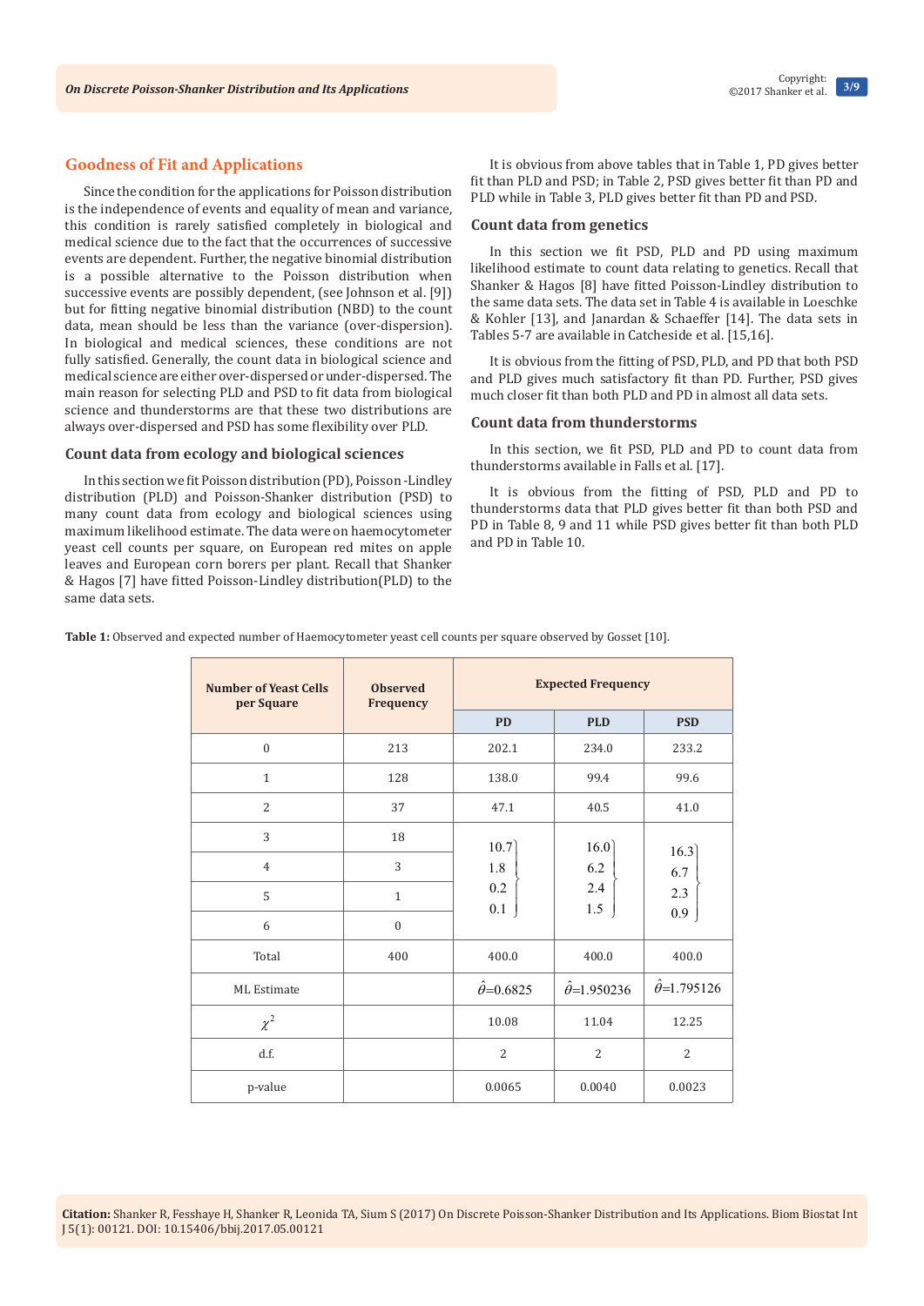## Goodness of Fit and Applications

Since the condition for the applications for Poisson distribution is the independence of events and equality of mean and variance, this condition is rarely satisfied completely in biological and medical science due to the fact that the occurrences of successive events are dependent. Further, the negative binomial distribution is a possible alternative to the Poisson distribution when successive events are possibly dependent, (see Johnson et al. [9]) but for fitting negative binomial distribution (NBD) to the count data, mean should be less than the variance (over-dispersion). In biological and medical sciences, these conditions are not fully satisfied. Generally, the count data in biological science and medical science are either over-dispersed or under-dispersed. The main reason for selecting PLD and PSD to fit data from biological science and thunderstorms are that these two distributions are always over-dispersed and PSD has some flexibility over PLD.

### Count data from ecology and biological sciences

In this section we fit Poisson distribution (PD), Poisson -Lindley distribution (PLD) and Poisson-Shanker distribution (PSD) to many count data from ecology and biological sciences using maximum likelihood estimate. The data were on haemocytometer yeast cell counts per square, on European red mites on apple leaves and European corn borers per plant. Recall that Shanker & Hagos [7] have fitted Poisson-Lindley distribution(PLD) to the same data sets.

It is obvious from above tables that in Table 1, PD gives better fit than PLD and PSD; in Table 2, PSD gives better fit than PD and PLD while in Table 3, PLD gives better fit than PD and PSD.

### Count data from genetics

In this section we fit PSD, PLD and PD using maximum likelihood estimate to count data relating to genetics. Recall that Shanker & Hagos [8] have fitted Poisson-Lindley distribution to the same data sets. The data set in Table 4 is available in Loeschke & Kohler [13], and Janardan & Schaeffer [14]. The data sets in Tables 5-7 are available in Catcheside et al. [15,16].

It is obvious from the fitting of PSD, PLD, and PD that both PSD and PLD gives much satisfactory fit than PD. Further, PSD gives much closer fit than both PLD and PD in almost all data sets.

### Count data from thunderstorms

In this section, we fit PSD, PLD and PD to count data from thunderstorms available in Falls et al. [17].

It is obvious from the fitting of PSD, PLD and PD to thunderstorms data that PLD gives better fit than both PSD and PD in Table 8, 9 and 11 while PSD gives better fit than both PLD and PD in Table 10.

**Table 1:** Observed and expected number of Haemocytometer yeast cell counts per square observed by Gosset [10].

| Number of Yeast Cells per Square | Observed Frequency | Expected Frequency | | |
|---|---|---|---|---|
| | | PD | PLD | PSD |
| 0 | 213 | 202.1 | 234.0 | 233.2 |
| 1 | 128 | 138.0 | 99.4 | 99.6 |
| 2 | 37 | 47.1 | 40.5 | 41.0 |
| 3 | 18 | 10.7 | 16.0 | 16.3 |
| 4 | 3 | 1.8 | 6.2 | 6.7 |
| 5 | 1 | 0.2 | 2.4 | 2.3 |
| 6 | 0 | 0.1 | 1.5 | 0.9 |
| Total | 400 | 400.0 | 400.0 | 400.0 |
| ML Estimate | | $\hat{\theta}$=0.6825 | $\hat{\theta}$=1.950236 | $\hat{\theta}$=1.795126 |
| $\chi^2$ | | 10.08 | 11.04 | 12.25 |
| d.f. | | 2 | 2 | 2 |
| p-value | | 0.0065 | 0.0040 | 0.0023 |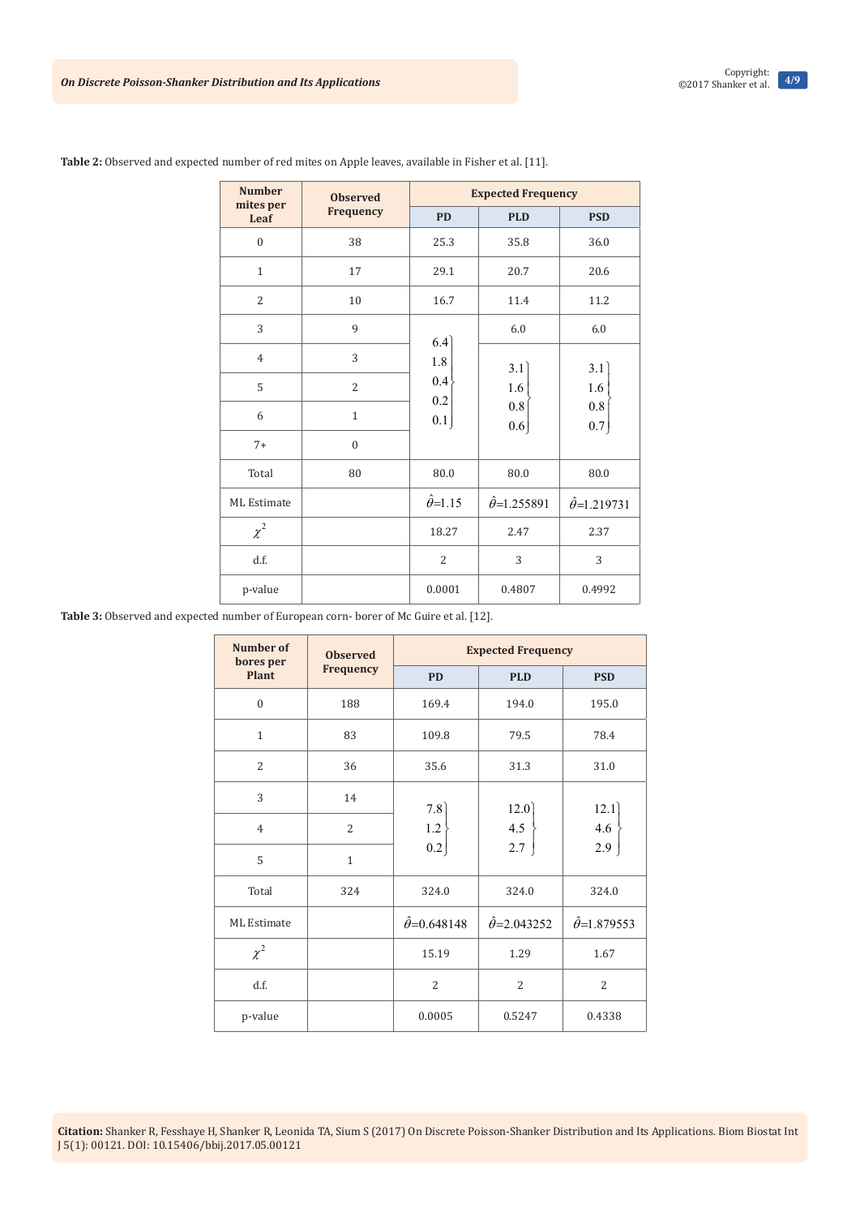**Table 2:** Observed and expected number of red mites on Apple leaves, available in Fisher et al. [11].

| Number mites per Leaf | Observed Frequency | Expected Frequency | | |
|---|---|---|---|---|
| | | PD | PLD | PSD |
| 0 | 38 | 25.3 | 35.8 | 36.0 |
| 1 | 17 | 29.1 | 20.7 | 20.6 |
| 2 | 10 | 16.7 | 11.4 | 11.2 |
| 3 | 9 | 6.4 } | 6.0 | 6.0 |
| 4 | 3 | 1.8 } | 3.1 } | 3.1 } |
| 5 | 2 | 0.4 } | 1.6 } | 1.6 } |
| 6 | 1 | 0.2 } | 0.8 } | 0.8 } |
| 7+ | 0 | 0.1 } | 0.6 } | 0.7 } |
| Total | 80 | 80.0 | 80.0 | 80.0 |
| ML Estimate | | $\hat{\theta}$=1.15 | $\hat{\theta}$=1.255891 | $\hat{\theta}$=1.219731 |
| $\chi^2$ | | 18.27 | 2.47 | 2.37 |
| d.f. | | 2 | 3 | 3 |
| p-value | | 0.0001 | 0.4807 | 0.4992 |

**Table 3:** Observed and expected number of European corn- borer of Mc Guire et al. [12].

| Number of bores per Plant | Observed Frequency | Expected Frequency | | |
|---|---|---|---|---|
| | | PD | PLD | PSD |
| 0 | 188 | 169.4 | 194.0 | 195.0 |
| 1 | 83 | 109.8 | 79.5 | 78.4 |
| 2 | 36 | 35.6 | 31.3 | 31.0 |
| 3 | 14 | 7.8 } | 12.0 } | 12.1 } |
| 4 | 2 | 1.2 } | 4.5 } | 4.6 } |
| 5 | 1 | 0.2 } | 2.7 } | 2.9 } |
| Total | 324 | 324.0 | 324.0 | 324.0 |
| ML Estimate | | $\hat{\theta}$=0.648148 | $\hat{\theta}$=2.043252 | $\hat{\theta}$=1.879553 |
| $\chi^2$ | | 15.19 | 1.29 | 1.67 |
| d.f. | | 2 | 2 | 2 |
| p-value | | 0.0005 | 0.5247 | 0.4338 |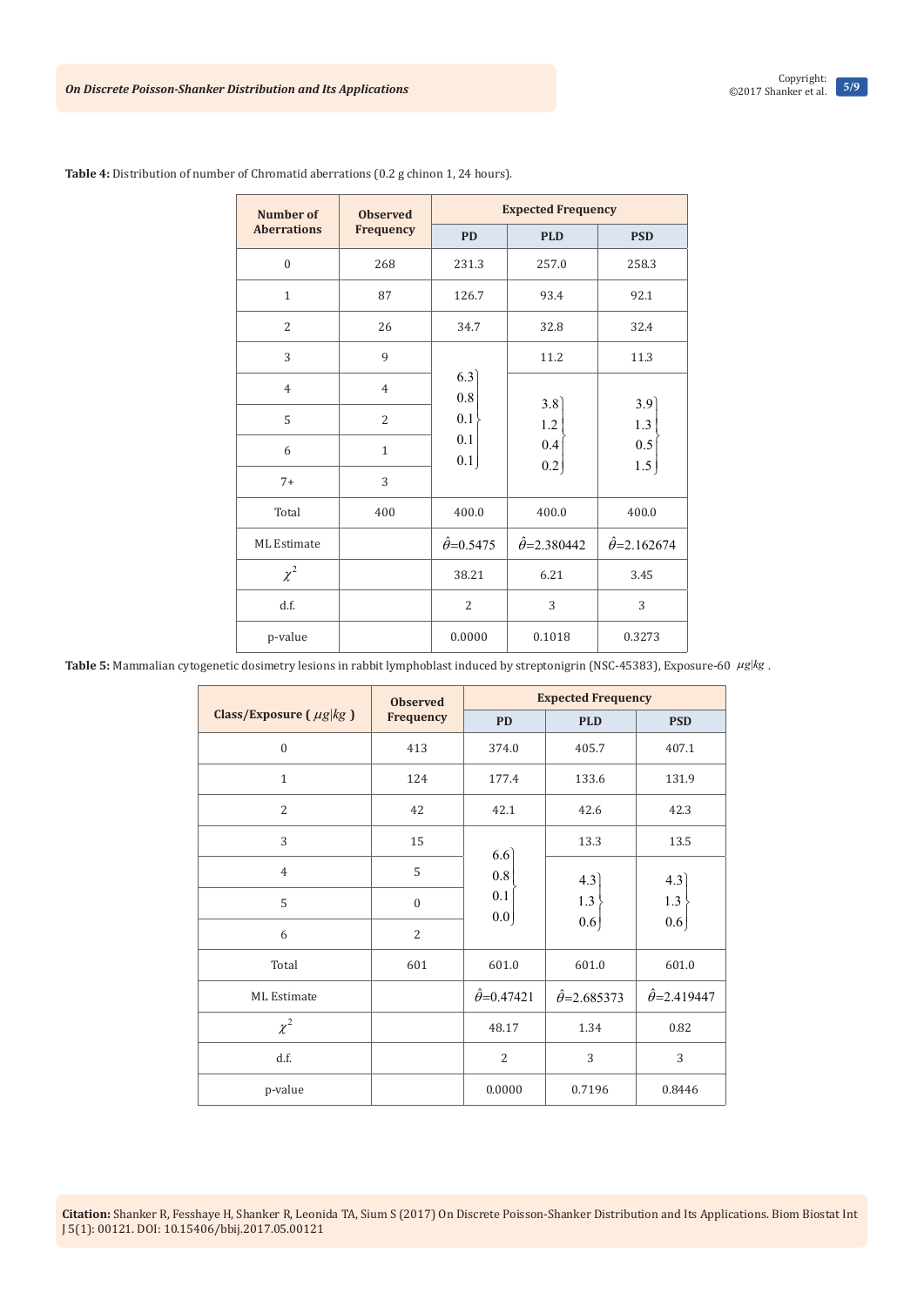**Table 4:** Distribution of number of Chromatid aberrations (0.2 g chinon 1, 24 hours).

| Number of Aberrations | Observed Frequency | Expected Frequency | | |
|---|---|---|---|---|
| | | PD | PLD | PSD |
| 0 | 268 | 231.3 | 257.0 | 258.3 |
| 1 | 87 | 126.7 | 93.4 | 92.1 |
| 2 | 26 | 34.7 | 32.8 | 32.4 |
| 3 | 9 | 6.3 | 11.2 | 11.3 |
| 4 | 4 | 0.8 | 3.8 | 3.9 |
| 5 | 2 | 0.1 | 1.2 | 1.3 |
| 6 | 1 | 0.1 | 0.4 | 0.5 |
| 7+ | 3 | 0.1 | 0.2 | 1.5 |
| Total | 400 | 400.0 | 400.0 | 400.0 |
| ML Estimate | | $\hat{\theta}=0.5475$ | $\hat{\theta}=2.380442$ | $\hat{\theta}=2.162674$ |
| $\chi^2$ | | 38.21 | 6.21 | 3.45 |
| d.f. | | 2 | 3 | 3 |
| p-value | | 0.0000 | 0.1018 | 0.3273 |

(For PD, classes 3 to 7+ are grouped; for PLD and PSD, classes 4 to 7+ are grouped.)

**Table 5:** Mammalian cytogenetic dosimetry lesions in rabbit lymphoblast induced by streptonigrin (NSC-45383), Exposure-60 $\mu g|kg$ .

| Class/Exposure ( $\mu g|kg$ ) | Observed Frequency | Expected Frequency | | |
|---|---|---|---|---|
| | | PD | PLD | PSD |
| 0 | 413 | 374.0 | 405.7 | 407.1 |
| 1 | 124 | 177.4 | 133.6 | 131.9 |
| 2 | 42 | 42.1 | 42.6 | 42.3 |
| 3 | 15 | 6.6 | 13.3 | 13.5 |
| 4 | 5 | 0.8 | 4.3 | 4.3 |
| 5 | 0 | 0.1 | 1.3 | 1.3 |
| 6 | 2 | 0.0 | 0.6 | 0.6 |
| Total | 601 | 601.0 | 601.0 | 601.0 |
| ML Estimate | | $\hat{\theta}=0.47421$ | $\hat{\theta}=2.685373$ | $\hat{\theta}=2.419447$ |
| $\chi^2$ | | 48.17 | 1.34 | 0.82 |
| d.f. | | 2 | 3 | 3 |
| p-value | | 0.0000 | 0.7196 | 0.8446 |

(For PD, classes 3 to 6 are grouped; for PLD and PSD, classes 4 to 6 are grouped.)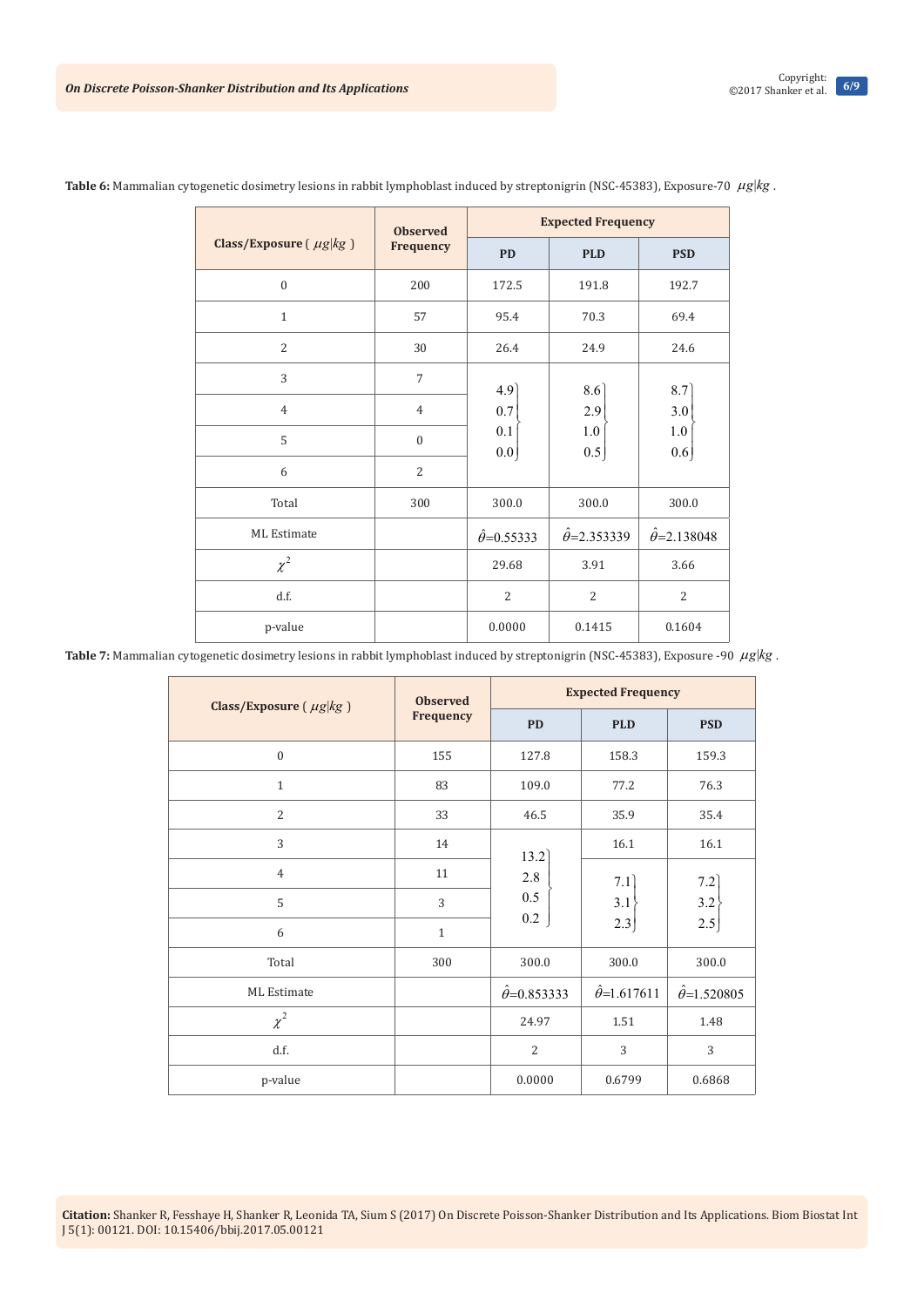**Table 6:** Mammalian cytogenetic dosimetry lesions in rabbit lymphoblast induced by streptonigrin (NSC-45383), Exposure-70 $\mu g|kg$ .

| Class/Exposure ( $\mu g|kg$ ) | Observed Frequency | Expected Frequency | | |
|---|---|---|---|---|
| | | PD | PLD | PSD |
| 0 | 200 | 172.5 | 191.8 | 192.7 |
| 1 | 57 | 95.4 | 70.3 | 69.4 |
| 2 | 30 | 26.4 | 24.9 | 24.6 |
| 3 | 7 | 4.9 | 8.6 | 8.7 |
| 4 | 4 | 0.7 | 2.9 | 3.0 |
| 5 | 0 | 0.1 | 1.0 | 1.0 |
| 6 | 2 | 0.0 | 0.5 | 0.6 |
| Total | 300 | 300.0 | 300.0 | 300.0 |
| ML Estimate | | $\hat{\theta}$=0.55333 | $\hat{\theta}$=2.353339 | $\hat{\theta}$=2.138048 |
| $\chi^2$ | | 29.68 | 3.91 | 3.66 |
| d.f. | | 2 | 2 | 2 |
| p-value | | 0.0000 | 0.1415 | 0.1604 |

**Table 7:** Mammalian cytogenetic dosimetry lesions in rabbit lymphoblast induced by streptonigrin (NSC-45383), Exposure -90 $\mu g|kg$ .

| Class/Exposure ( $\mu g|kg$ ) | Observed Frequency | Expected Frequency | | |
|---|---|---|---|---|
| | | PD | PLD | PSD |
| 0 | 155 | 127.8 | 158.3 | 159.3 |
| 1 | 83 | 109.0 | 77.2 | 76.3 |
| 2 | 33 | 46.5 | 35.9 | 35.4 |
| 3 | 14 | 13.2 | 16.1 | 16.1 |
| 4 | 11 | 2.8 | 7.1 | 7.2 |
| 5 | 3 | 0.5 | 3.1 | 3.2 |
| 6 | 1 | 0.2 | 2.3 | 2.5 |
| Total | 300 | 300.0 | 300.0 | 300.0 |
| ML Estimate | | $\hat{\theta}$=0.853333 | $\hat{\theta}$=1.617611 | $\hat{\theta}$=1.520805 |
| $\chi^2$ | | 24.97 | 1.51 | 1.48 |
| d.f. | | 2 | 3 | 3 |
| p-value | | 0.0000 | 0.6799 | 0.6868 |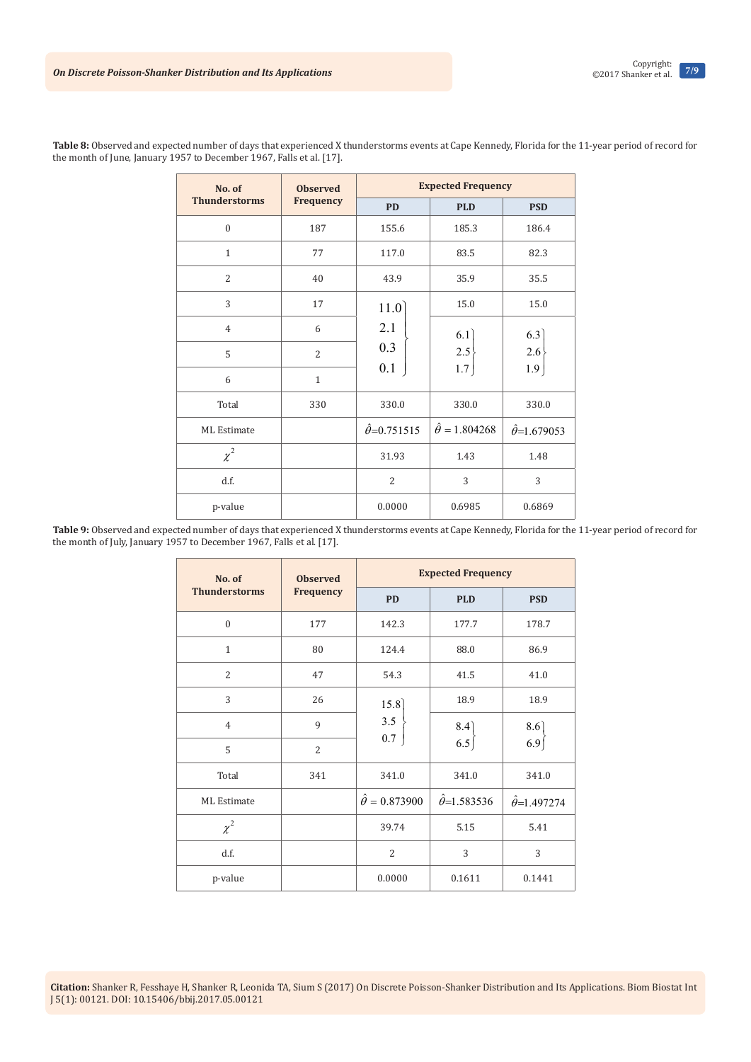**Table 8:** Observed and expected number of days that experienced X thunderstorms events at Cape Kennedy, Florida for the 11-year period of record for the month of June, January 1957 to December 1967, Falls et al. [17].

| No. of Thunderstorms | Observed Frequency | Expected Frequency | | |
|---|---|---|---|---|
| | | PD | PLD | PSD |
| 0 | 187 | 155.6 | 185.3 | 186.4 |
| 1 | 77 | 117.0 | 83.5 | 82.3 |
| 2 | 40 | 43.9 | 35.9 | 35.5 |
| 3 | 17 | 11.0 } | 15.0 | 15.0 |
| 4 | 6 | 2.1 } | 6.1 } | 6.3 } |
| 5 | 2 | 0.3 } | 2.5 } | 2.6 } |
| 6 | 1 | 0.1 } | 1.7 } | 1.9 } |
| Total | 330 | 330.0 | 330.0 | 330.0 |
| ML Estimate | | $\hat{\theta}$=0.751515 | $\hat{\theta}$ = 1.804268 | $\hat{\theta}$=1.679053 |
| $\chi^2$ | | 31.93 | 1.43 | 1.48 |
| d.f. | | 2 | 3 | 3 |
| p-value | | 0.0000 | 0.6985 | 0.6869 |

**Table 9:** Observed and expected number of days that experienced X thunderstorms events at Cape Kennedy, Florida for the 11-year period of record for the month of July, January 1957 to December 1967, Falls et al. [17].

| No. of Thunderstorms | Observed Frequency | Expected Frequency | | |
|---|---|---|---|---|
| | | PD | PLD | PSD |
| 0 | 177 | 142.3 | 177.7 | 178.7 |
| 1 | 80 | 124.4 | 88.0 | 86.9 |
| 2 | 47 | 54.3 | 41.5 | 41.0 |
| 3 | 26 | 15.8 } | 18.9 | 18.9 |
| 4 | 9 | 3.5 } | 8.4 } | 8.6 } |
| 5 | 2 | 0.7 } | 6.5 } | 6.9 } |
| Total | 341 | 341.0 | 341.0 | 341.0 |
| ML Estimate | | $\hat{\theta}$ = 0.873900 | $\hat{\theta}$=1.583536 | $\hat{\theta}$=1.497274 |
| $\chi^2$ | | 39.74 | 5.15 | 5.41 |
| d.f. | | 2 | 3 | 3 |
| p-value | | 0.0000 | 0.1611 | 0.1441 |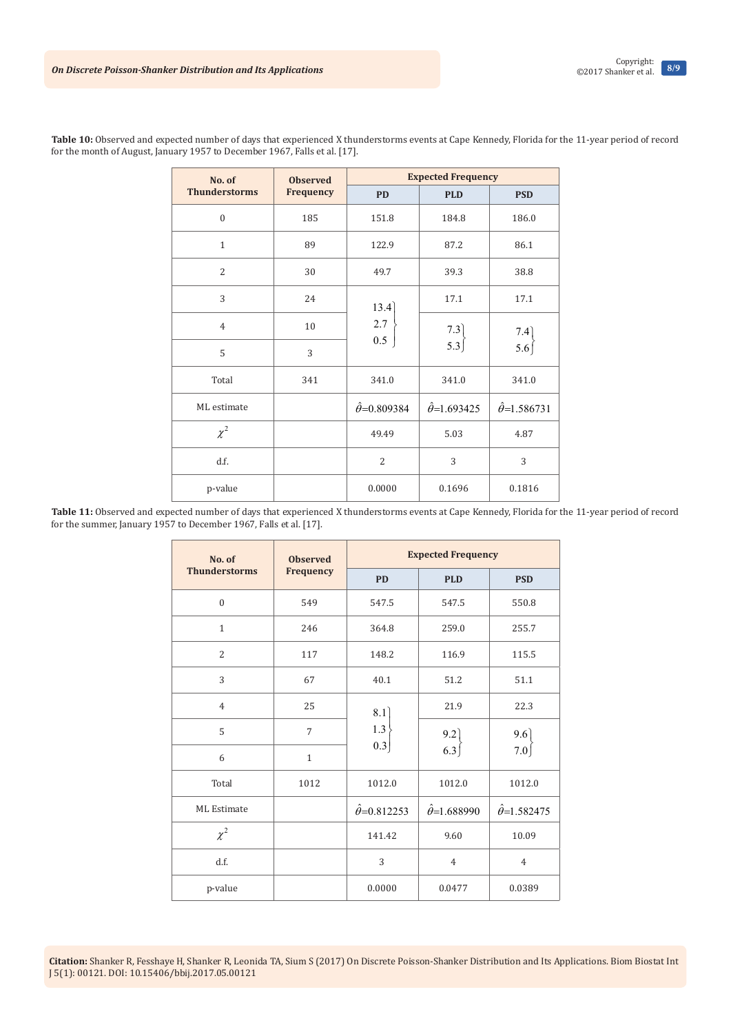**Table 10:** Observed and expected number of days that experienced X thunderstorms events at Cape Kennedy, Florida for the 11-year period of record for the month of August, January 1957 to December 1967, Falls et al. [17].

| No. of Thunderstorms | Observed Frequency | Expected Frequency | | |
|---|---|---|---|---|
| | | PD | PLD | PSD |
| 0 | 185 | 151.8 | 184.8 | 186.0 |
| 1 | 89 | 122.9 | 87.2 | 86.1 |
| 2 | 30 | 49.7 | 39.3 | 38.8 |
| 3 | 24 | 13.4 } | 17.1 | 17.1 |
| 4 | 10 | 2.7 } | 7.3 } | 7.4 } |
| 5 | 3 | 0.5 } | 5.3 } | 5.6 } |
| Total | 341 | 341.0 | 341.0 | 341.0 |
| ML estimate | | $\hat{\theta}$=0.809384 | $\hat{\theta}$=1.693425 | $\hat{\theta}$=1.586731 |
| $\chi^2$ | | 49.49 | 5.03 | 4.87 |
| d.f. | | 2 | 3 | 3 |
| p-value | | 0.0000 | 0.1696 | 0.1816 |

**Table 11:** Observed and expected number of days that experienced X thunderstorms events at Cape Kennedy, Florida for the 11-year period of record for the summer, January 1957 to December 1967, Falls et al. [17].

| No. of Thunderstorms | Observed Frequency | Expected Frequency | | |
|---|---|---|---|---|
| | | PD | PLD | PSD |
| 0 | 549 | 547.5 | 547.5 | 550.8 |
| 1 | 246 | 364.8 | 259.0 | 255.7 |
| 2 | 117 | 148.2 | 116.9 | 115.5 |
| 3 | 67 | 40.1 | 51.2 | 51.1 |
| 4 | 25 | 8.1 } | 21.9 | 22.3 |
| 5 | 7 | 1.3 } | 9.2 } | 9.6 } |
| 6 | 1 | 0.3 } | 6.3 } | 7.0 } |
| Total | 1012 | 1012.0 | 1012.0 | 1012.0 |
| ML Estimate | | $\hat{\theta}$=0.812253 | $\hat{\theta}$=1.688990 | $\hat{\theta}$=1.582475 |
| $\chi^2$ | | 141.42 | 9.60 | 10.09 |
| d.f. | | 3 | 4 | 4 |
| p-value | | 0.0000 | 0.0477 | 0.0389 |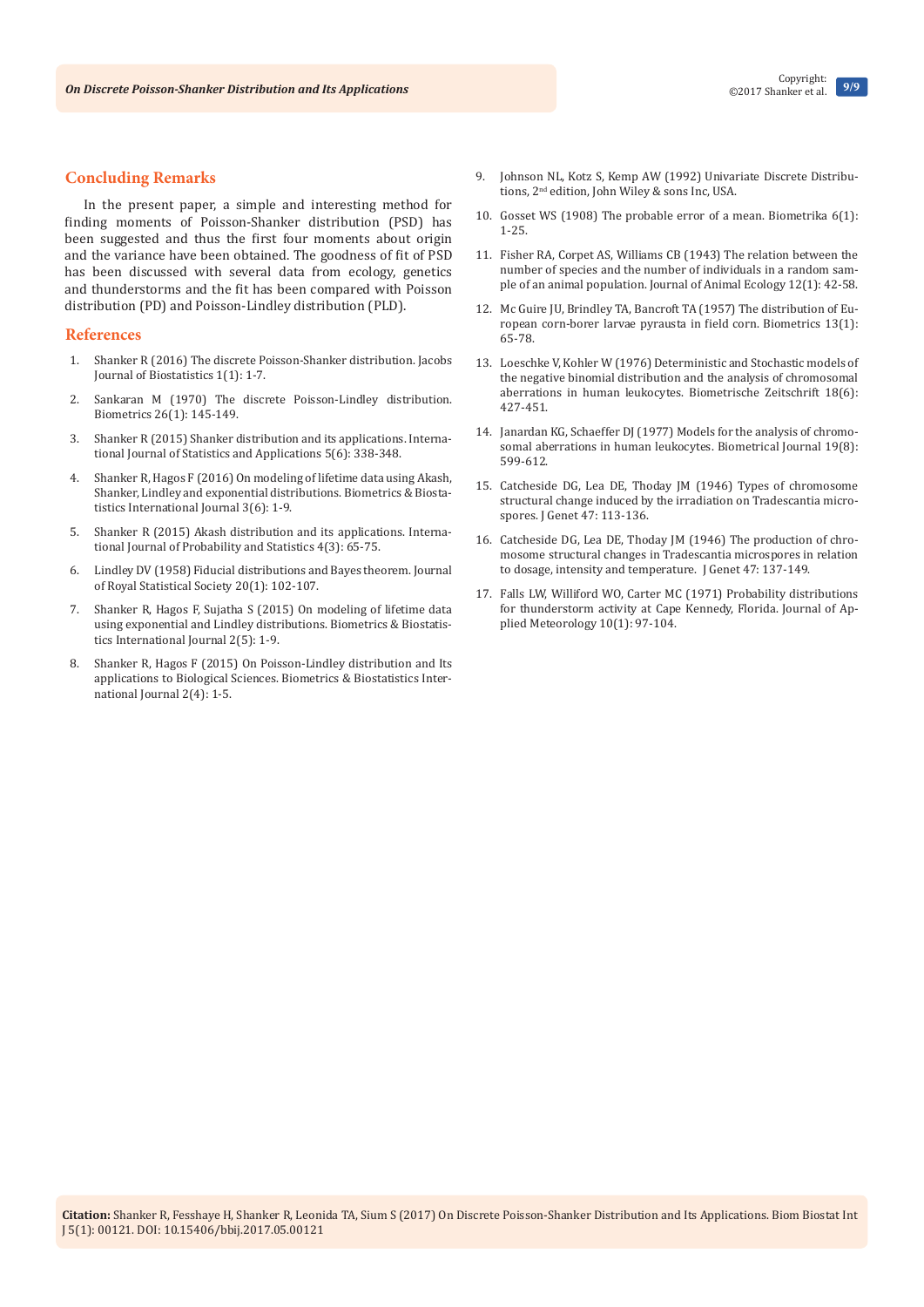## Concluding Remarks

In the present paper, a simple and interesting method for finding moments of Poisson-Shanker distribution (PSD) has been suggested and thus the first four moments about origin and the variance have been obtained. The goodness of fit of PSD has been discussed with several data from ecology, genetics and thunderstorms and the fit has been compared with Poisson distribution (PD) and Poisson-Lindley distribution (PLD).

## References

1. Shanker R (2016) The discrete Poisson-Shanker distribution. Jacobs Journal of Biostatistics 1(1): 1-7.
2. Sankaran M (1970) The discrete Poisson-Lindley distribution. Biometrics 26(1): 145-149.
3. Shanker R (2015) Shanker distribution and its applications. International Journal of Statistics and Applications 5(6): 338-348.
4. Shanker R, Hagos F (2016) On modeling of lifetime data using Akash, Shanker, Lindley and exponential distributions. Biometrics & Biostatistics International Journal 3(6): 1-9.
5. Shanker R (2015) Akash distribution and its applications. International Journal of Probability and Statistics 4(3): 65-75.
6. Lindley DV (1958) Fiducial distributions and Bayes theorem. Journal of Royal Statistical Society 20(1): 102-107.
7. Shanker R, Hagos F, Sujatha S (2015) On modeling of lifetime data using exponential and Lindley distributions. Biometrics & Biostatistics International Journal 2(5): 1-9.
8. Shanker R, Hagos F (2015) On Poisson-Lindley distribution and Its applications to Biological Sciences. Biometrics & Biostatistics International Journal 2(4): 1-5.
9. Johnson NL, Kotz S, Kemp AW (1992) Univariate Discrete Distributions, 2nd edition, John Wiley & sons Inc, USA.
10. Gosset WS (1908) The probable error of a mean. Biometrika 6(1): 1-25.
11. Fisher RA, Corpet AS, Williams CB (1943) The relation between the number of species and the number of individuals in a random sample of an animal population. Journal of Animal Ecology 12(1): 42-58.
12. Mc Guire JU, Brindley TA, Bancroft TA (1957) The distribution of European corn-borer larvae pyrausta in field corn. Biometrics 13(1): 65-78.
13. Loeschke V, Kohler W (1976) Deterministic and Stochastic models of the negative binomial distribution and the analysis of chromosomal aberrations in human leukocytes. Biometrische Zeitschrift 18(6): 427-451.
14. Janardan KG, Schaeffer DJ (1977) Models for the analysis of chromosomal aberrations in human leukocytes. Biometrical Journal 19(8): 599-612.
15. Catcheside DG, Lea DE, Thoday JM (1946) Types of chromosome structural change induced by the irradiation on Tradescantia microspores. J Genet 47: 113-136.
16. Catcheside DG, Lea DE, Thoday JM (1946) The production of chromosome structural changes in Tradescantia microspores in relation to dosage, intensity and temperature. J Genet 47: 137-149.
17. Falls LW, Williford WO, Carter MC (1971) Probability distributions for thunderstorm activity at Cape Kennedy, Florida. Journal of Applied Meteorology 10(1): 97-104.

**Citation:** Shanker R, Fesshaye H, Shanker R, Leonida TA, Sium S (2017) On Discrete Poisson-Shanker Distribution and Its Applications. Biom Biostat Int J 5(1): 00121. DOI: 10.15406/bbij.2017.05.00121